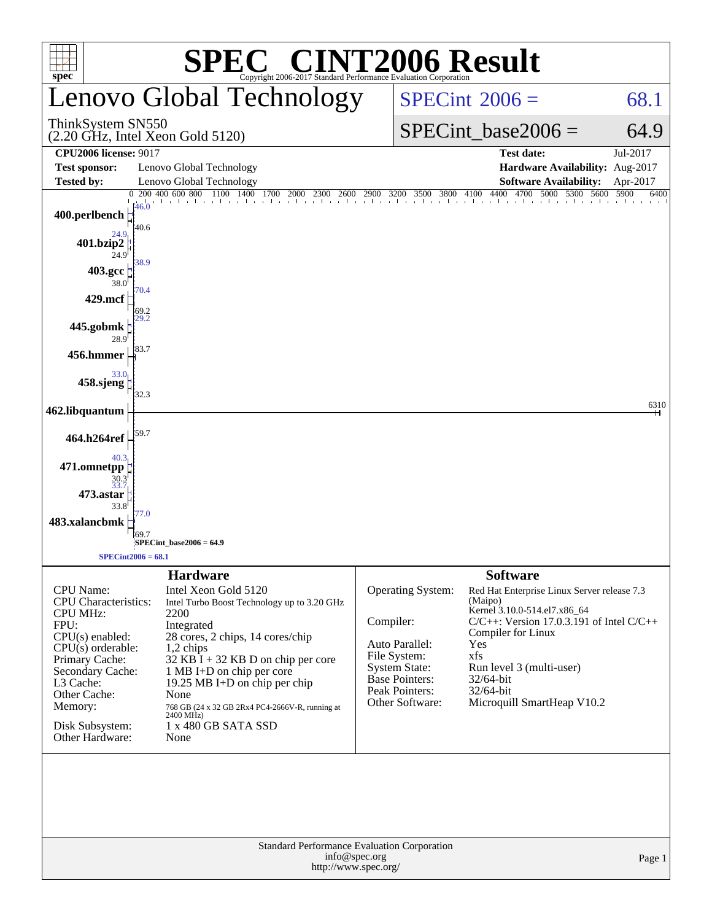# SPEC® CINT2006 Result

Copyright 2006-2017 Standard Performance Evaluation Corporation

## Lenovo Global Technology

ThinkSystem SN550
(2.20 GHz, Intel Xeon Gold 5120)

SPECint 2006 = 68.1

SPECint_base2006 = 64.9

| | | | |
|---|---|---|---|
| **CPU2006 license:** 9017 | | **Test date:** | Jul-2017 |
| **Test sponsor:** | Lenovo Global Technology | **Hardware Availability:** | Aug-2017 |
| **Tested by:** | Lenovo Global Technology | **Software Availability:** | Apr-2017 |

| Benchmark | Peak | Base |
|---|---|---|
| 400.perlbench | 46.0 | 40.6 |
| 401.bzip2 | 24.9 | 24.9 |
| 403.gcc | 38.9 | 38.0 |
| 429.mcf | 70.4 | 69.2 |
| 445.gobmk | 29.2 | 28.9 |
| 456.hmmer | 83.7 | 83.7 |
| 458.sjeng | 33.0 | 32.3 |
| 462.libquantum | 6310 | 6310 |
| 464.h264ref | 59.7 | 59.7 |
| 471.omnetpp | 40.3 | 30.3 |
| 473.astar | 33.7 | 33.8 |
| 483.xalancbmk | 77.0 | 69.7 |

SPECint_base2006 = 64.9

SPECint2006 = 68.1

### Hardware

| | |
|---|---|
| CPU Name: | Intel Xeon Gold 5120 |
| CPU Characteristics: | Intel Turbo Boost Technology up to 3.20 GHz |
| CPU MHz: | 2200 |
| FPU: | Integrated |
| CPU(s) enabled: | 28 cores, 2 chips, 14 cores/chip |
| CPU(s) orderable: | 1,2 chips |
| Primary Cache: | 32 KB I + 32 KB D on chip per core |
| Secondary Cache: | 1 MB I+D on chip per core |
| L3 Cache: | 19.25 MB I+D on chip per chip |
| Other Cache: | None |
| Memory: | 768 GB (24 x 32 GB 2Rx4 PC4-2666V-R, running at 2400 MHz) |
| Disk Subsystem: | 1 x 480 GB SATA SSD |
| Other Hardware: | None |

### Software

| | |
|---|---|
| Operating System: | Red Hat Enterprise Linux Server release 7.3 (Maipo) Kernel 3.10.0-514.el7.x86_64 |
| Compiler: | C/C++: Version 17.0.3.191 of Intel C/C++ Compiler for Linux |
| Auto Parallel: | Yes |
| File System: | xfs |
| System State: | Run level 3 (multi-user) |
| Base Pointers: | 32/64-bit |
| Peak Pointers: | 32/64-bit |
| Other Software: | Microquill SmartHeap V10.2 |

Standard Performance Evaluation Corporation
info@spec.org
http://www.spec.org/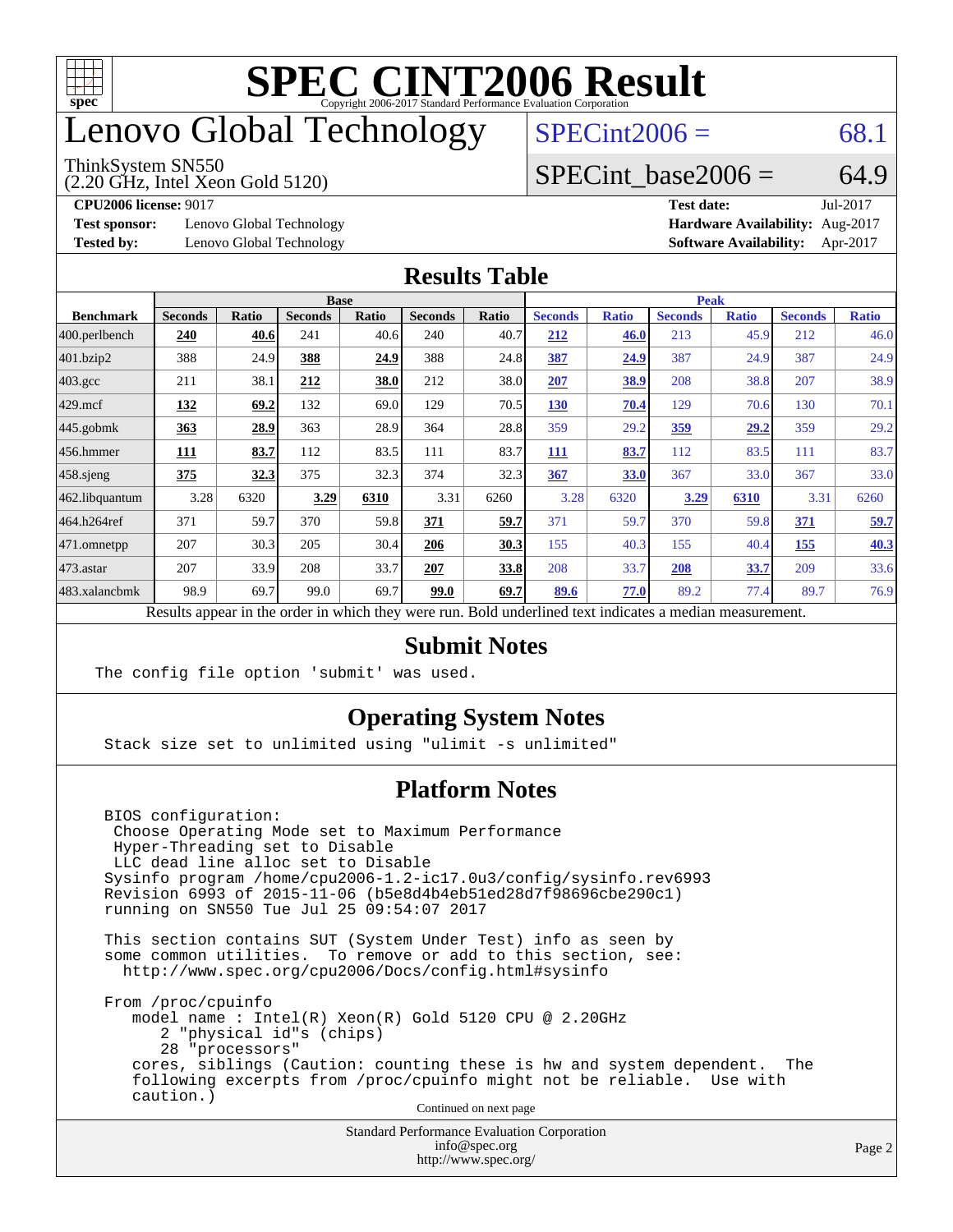# SPEC CINT2006 Result

Copyright 2006-2017 Standard Performance Evaluation Corporation

# Lenovo Global Technology

ThinkSystem SN550
(2.20 GHz, Intel Xeon Gold 5120)

SPECint2006 = 68.1

SPECint_base2006 = 64.9

**CPU2006 license:** 9017
**Test sponsor:** Lenovo Global Technology
**Tested by:** Lenovo Global Technology

**Test date:** Jul-2017
**Hardware Availability:** Aug-2017
**Software Availability:** Apr-2017

## Results Table

| Benchmark | Base | | | | | | Peak | | | | | |
|---|---|---|---|---|---|---|---|---|---|---|---|---|
| | Seconds | Ratio | Seconds | Ratio | Seconds | Ratio | Seconds | Ratio | Seconds | Ratio | Seconds | Ratio |
| 400.perlbench | **240** | **40.6** | 241 | 40.6 | 240 | 40.7 | **212** | **46.0** | 213 | 45.9 | 212 | 46.0 |
| 401.bzip2 | 388 | 24.9 | **388** | **24.9** | 388 | 24.8 | **387** | **24.9** | 387 | 24.9 | 387 | 24.9 |
| 403.gcc | 211 | 38.1 | **212** | **38.0** | 212 | 38.0 | **207** | **38.9** | 208 | 38.8 | 207 | 38.9 |
| 429.mcf | **132** | **69.2** | 132 | 69.0 | 129 | 70.5 | **130** | **70.4** | 129 | 70.6 | 130 | 70.1 |
| 445.gobmk | **363** | **28.9** | 363 | 28.9 | 364 | 28.8 | 359 | 29.2 | **359** | **29.2** | 359 | 29.2 |
| 456.hmmer | **111** | **83.7** | 112 | 83.5 | 111 | 83.7 | **111** | **83.7** | 112 | 83.5 | 111 | 83.7 |
| 458.sjeng | **375** | **32.3** | 375 | 32.3 | 374 | 32.3 | **367** | **33.0** | 367 | 33.0 | 367 | 33.0 |
| 462.libquantum | 3.28 | 6320 | **3.29** | **6310** | 3.31 | 6260 | 3.28 | 6320 | **3.29** | **6310** | 3.31 | 6260 |
| 464.h264ref | 371 | 59.7 | 370 | 59.8 | **371** | **59.7** | 371 | 59.7 | 370 | 59.8 | **371** | **59.7** |
| 471.omnetpp | 207 | 30.3 | 205 | 30.4 | **206** | **30.3** | 155 | 40.3 | 155 | 40.4 | **155** | **40.3** |
| 473.astar | 207 | 33.9 | 208 | 33.7 | **207** | **33.8** | 208 | 33.7 | **208** | **33.7** | 209 | 33.6 |
| 483.xalancbmk | 98.9 | 69.7 | 99.0 | 69.7 | **99.0** | **69.7** | **89.6** | **77.0** | 89.2 | 77.4 | 89.7 | 76.9 |

Results appear in the order in which they were run. Bold underlined text indicates a median measurement.

## Submit Notes

```
The config file option 'submit' was used.
```

## Operating System Notes

```
Stack size set to unlimited using "ulimit -s unlimited"
```

## Platform Notes

```
BIOS configuration:
 Choose Operating Mode set to Maximum Performance
 Hyper-Threading set to Disable
 LLC dead line alloc set to Disable
Sysinfo program /home/cpu2006-1.2-ic17.0u3/config/sysinfo.rev6993
Revision 6993 of 2015-11-06 (b5e8d4b4eb51ed28d7f98696cbe290c1)
running on SN550 Tue Jul 25 09:54:07 2017

This section contains SUT (System Under Test) info as seen by
some common utilities.  To remove or add to this section, see:
  http://www.spec.org/cpu2006/Docs/config.html#sysinfo

From /proc/cpuinfo
   model name : Intel(R) Xeon(R) Gold 5120 CPU @ 2.20GHz
      2 "physical id"s (chips)
      28 "processors"
   cores, siblings (Caution: counting these is hw and system dependent.  The
   following excerpts from /proc/cpuinfo might not be reliable.  Use with
   caution.)
```

Continued on next page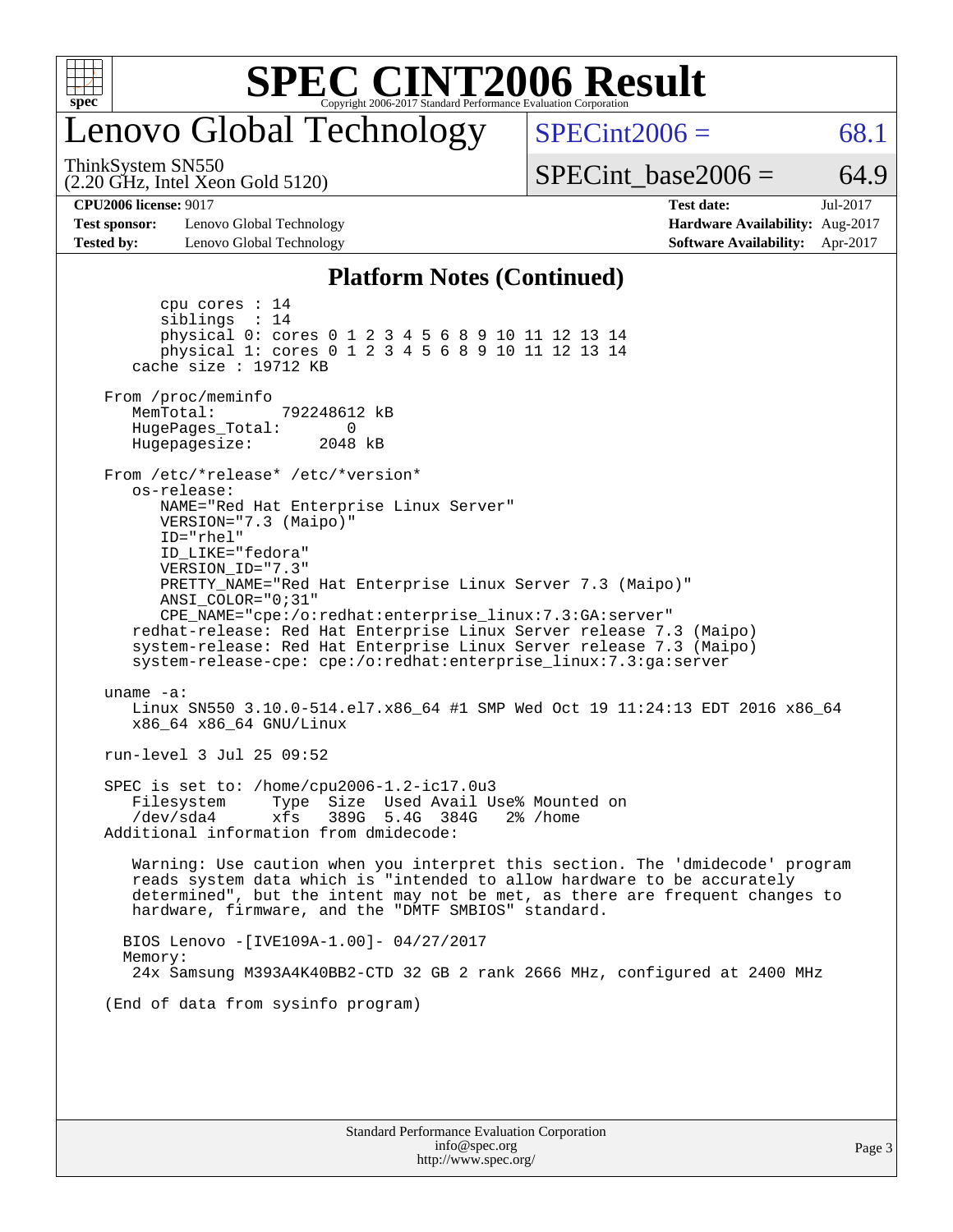# Lenovo Global Technology

ThinkSystem SN550
(2.20 GHz, Intel Xeon Gold 5120)

SPECint2006 = 68.1

SPECint_base2006 = 64.9

**CPU2006 license:** 9017
**Test sponsor:** Lenovo Global Technology
**Tested by:** Lenovo Global Technology

**Test date:** Jul-2017
**Hardware Availability:** Aug-2017
**Software Availability:** Apr-2017

## Platform Notes (Continued)

```
        cpu cores : 14
        siblings  : 14
        physical 0: cores 0 1 2 3 4 5 6 8 9 10 11 12 13 14
        physical 1: cores 0 1 2 3 4 5 6 8 9 10 11 12 13 14
     cache size : 19712 KB

  From /proc/meminfo
     MemTotal:       792248612 kB
     HugePages_Total:       0
     Hugepagesize:       2048 kB

  From /etc/*release* /etc/*version*
     os-release:
        NAME="Red Hat Enterprise Linux Server"
        VERSION="7.3 (Maipo)"
        ID="rhel"
        ID_LIKE="fedora"
        VERSION_ID="7.3"
        PRETTY_NAME="Red Hat Enterprise Linux Server 7.3 (Maipo)"
        ANSI_COLOR="0;31"
        CPE_NAME="cpe:/o:redhat:enterprise_linux:7.3:GA:server"
     redhat-release: Red Hat Enterprise Linux Server release 7.3 (Maipo)
     system-release: Red Hat Enterprise Linux Server release 7.3 (Maipo)
     system-release-cpe: cpe:/o:redhat:enterprise_linux:7.3:ga:server

  uname -a:
     Linux SN550 3.10.0-514.el7.x86_64 #1 SMP Wed Oct 19 11:24:13 EDT 2016 x86_64
     x86_64 x86_64 GNU/Linux

  run-level 3 Jul 25 09:52

  SPEC is set to: /home/cpu2006-1.2-ic17.0u3
     Filesystem     Type  Size  Used Avail Use% Mounted on
     /dev/sda4      xfs   389G  5.4G  384G   2% /home
  Additional information from dmidecode:

     Warning: Use caution when you interpret this section. The 'dmidecode' program
     reads system data which is "intended to allow hardware to be accurately
     determined", but the intent may not be met, as there are frequent changes to
     hardware, firmware, and the "DMTF SMBIOS" standard.

    BIOS Lenovo -[IVE109A-1.00]- 04/27/2017
    Memory:
     24x Samsung M393A4K40BB2-CTD 32 GB 2 rank 2666 MHz, configured at 2400 MHz

  (End of data from sysinfo program)
```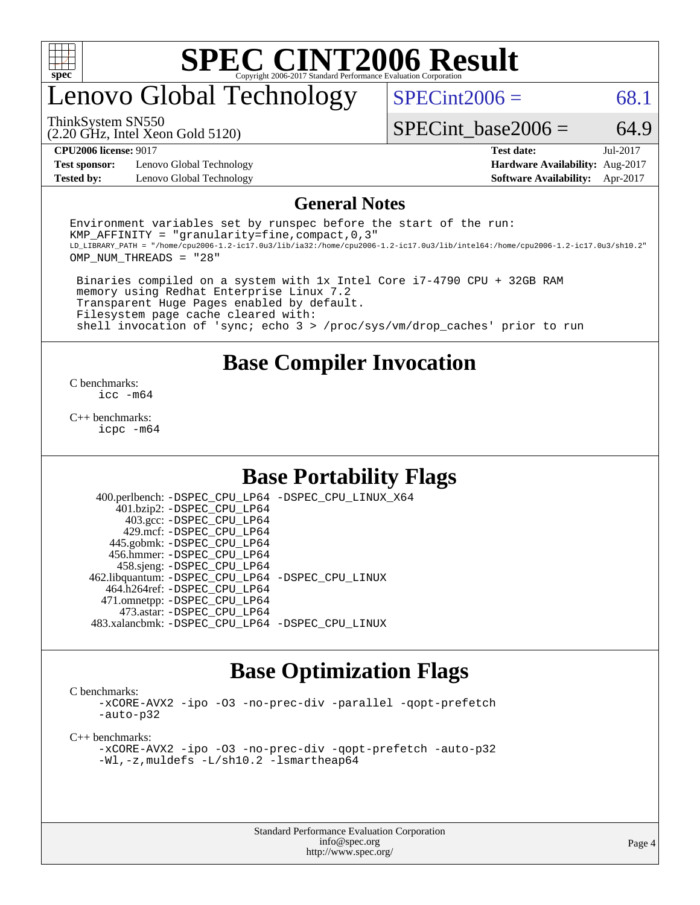# SPEC CINT2006 Result

Copyright 2006-2017 Standard Performance Evaluation Corporation

## Lenovo Global Technology

ThinkSystem SN550
(2.20 GHz, Intel Xeon Gold 5120)

SPECint2006 = 68.1

SPECint_base2006 = 64.9

| | | | |
|---|---|---|---|
| **CPU2006 license:** 9017 | | **Test date:** | Jul-2017 |
| **Test sponsor:** | Lenovo Global Technology | **Hardware Availability:** | Aug-2017 |
| **Tested by:** | Lenovo Global Technology | **Software Availability:** | Apr-2017 |

## General Notes

```
Environment variables set by runspec before the start of the run:
KMP_AFFINITY = "granularity=fine,compact,0,3"
LD_LIBRARY_PATH = "/home/cpu2006-1.2-ic17.0u3/lib/ia32:/home/cpu2006-1.2-ic17.0u3/lib/intel64:/home/cpu2006-1.2-ic17.0u3/sh10.2"
OMP_NUM_THREADS = "28"

 Binaries compiled on a system with 1x Intel Core i7-4790 CPU + 32GB RAM
 memory using Redhat Enterprise Linux 7.2
 Transparent Huge Pages enabled by default.
 Filesystem page cache cleared with:
 shell invocation of 'sync; echo 3 > /proc/sys/vm/drop_caches' prior to run
```

## Base Compiler Invocation

C benchmarks:
```
icc -m64
```

C++ benchmarks:
```
icpc -m64
```

## Base Portability Flags

```
   400.perlbench: -DSPEC_CPU_LP64 -DSPEC_CPU_LINUX_X64
       401.bzip2: -DSPEC_CPU_LP64
         403.gcc: -DSPEC_CPU_LP64
         429.mcf: -DSPEC_CPU_LP64
       445.gobmk: -DSPEC_CPU_LP64
      456.hmmer: -DSPEC_CPU_LP64
       458.sjeng: -DSPEC_CPU_LP64
 462.libquantum: -DSPEC_CPU_LP64 -DSPEC_CPU_LINUX
     464.h264ref: -DSPEC_CPU_LP64
     471.omnetpp: -DSPEC_CPU_LP64
       473.astar: -DSPEC_CPU_LP64
 483.xalancbmk: -DSPEC_CPU_LP64 -DSPEC_CPU_LINUX
```

## Base Optimization Flags

C benchmarks:
```
-xCORE-AVX2 -ipo -O3 -no-prec-div -parallel -qopt-prefetch
-auto-p32
```

C++ benchmarks:
```
-xCORE-AVX2 -ipo -O3 -no-prec-div -qopt-prefetch -auto-p32
-Wl,-z,muldefs -L/sh10.2 -lsmartheap64
```

Standard Performance Evaluation Corporation
info@spec.org
http://www.spec.org/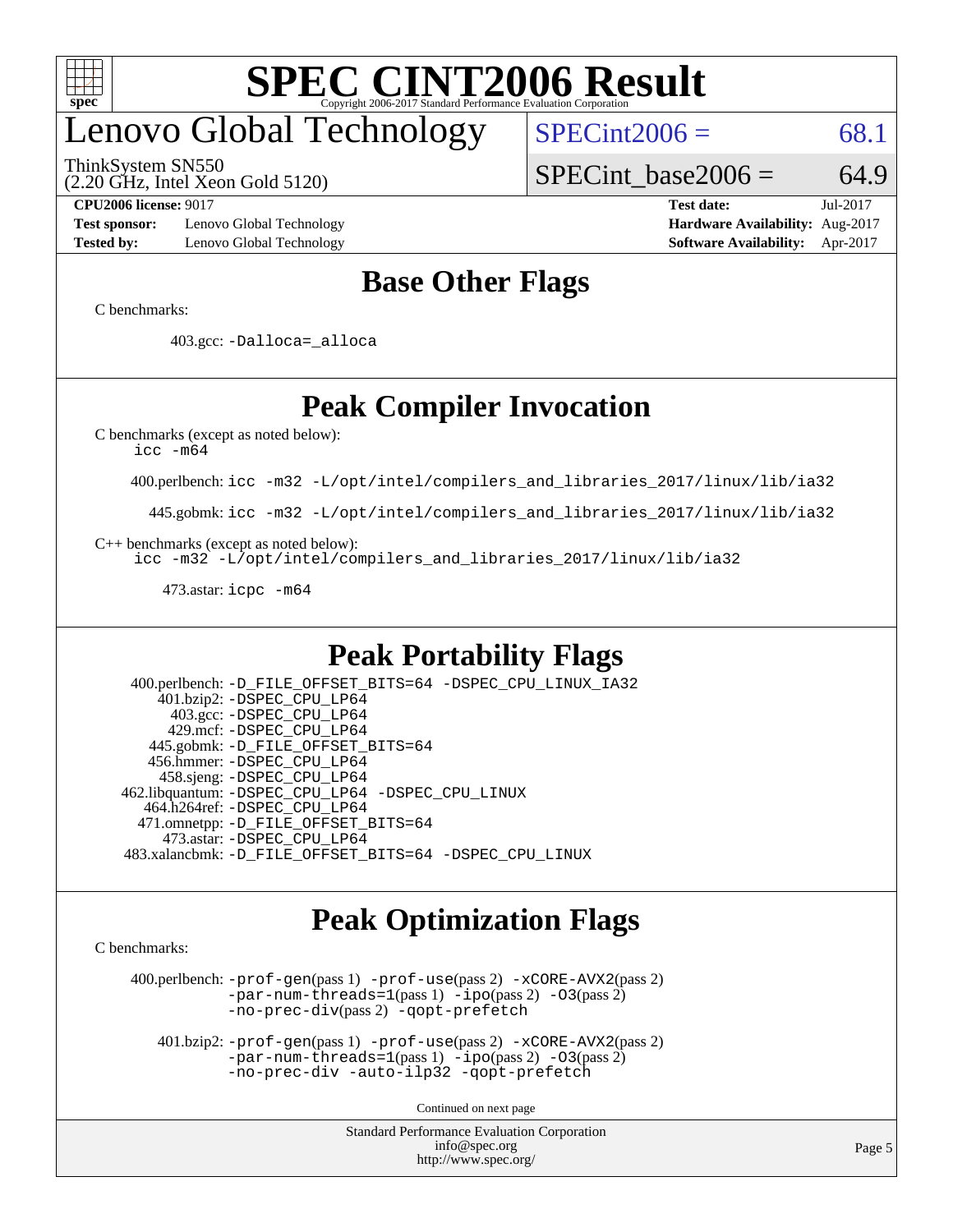# SPEC CINT2006 Result

Copyright 2006-2017 Standard Performance Evaluation Corporation

# Lenovo Global Technology

ThinkSystem SN550
(2.20 GHz, Intel Xeon Gold 5120)

SPECint2006 = 68.1

SPECint_base2006 = 64.9

**CPU2006 license:** 9017 **Test date:** Jul-2017
**Test sponsor:** Lenovo Global Technology **Hardware Availability:** Aug-2017
**Tested by:** Lenovo Global Technology **Software Availability:** Apr-2017

## Base Other Flags

C benchmarks:

403.gcc: `-Dalloca=_alloca`

## Peak Compiler Invocation

C benchmarks (except as noted below):
`icc -m64`

400.perlbench: `icc -m32 -L/opt/intel/compilers_and_libraries_2017/linux/lib/ia32`

445.gobmk: `icc -m32 -L/opt/intel/compilers_and_libraries_2017/linux/lib/ia32`

C++ benchmarks (except as noted below):
`icc -m32 -L/opt/intel/compilers_and_libraries_2017/linux/lib/ia32`

473.astar: `icpc -m64`

## Peak Portability Flags

400.perlbench: `-D_FILE_OFFSET_BITS=64 -DSPEC_CPU_LINUX_IA32`
401.bzip2: `-DSPEC_CPU_LP64`
403.gcc: `-DSPEC_CPU_LP64`
429.mcf: `-DSPEC_CPU_LP64`
445.gobmk: `-D_FILE_OFFSET_BITS=64`
456.hmmer: `-DSPEC_CPU_LP64`
458.sjeng: `-DSPEC_CPU_LP64`
462.libquantum: `-DSPEC_CPU_LP64 -DSPEC_CPU_LINUX`
464.h264ref: `-DSPEC_CPU_LP64`
471.omnetpp: `-D_FILE_OFFSET_BITS=64`
473.astar: `-DSPEC_CPU_LP64`
483.xalancbmk: `-D_FILE_OFFSET_BITS=64 -DSPEC_CPU_LINUX`

## Peak Optimization Flags

C benchmarks:

400.perlbench: `-prof-gen`(pass 1) `-prof-use`(pass 2) `-xCORE-AVX2`(pass 2) `-par-num-threads=1`(pass 1) `-ipo`(pass 2) `-O3`(pass 2) `-no-prec-div`(pass 2) `-qopt-prefetch`

401.bzip2: `-prof-gen`(pass 1) `-prof-use`(pass 2) `-xCORE-AVX2`(pass 2) `-par-num-threads=1`(pass 1) `-ipo`(pass 2) `-O3`(pass 2) `-no-prec-div -auto-ilp32 -qopt-prefetch`

Continued on next page

Standard Performance Evaluation Corporation
info@spec.org
http://www.spec.org/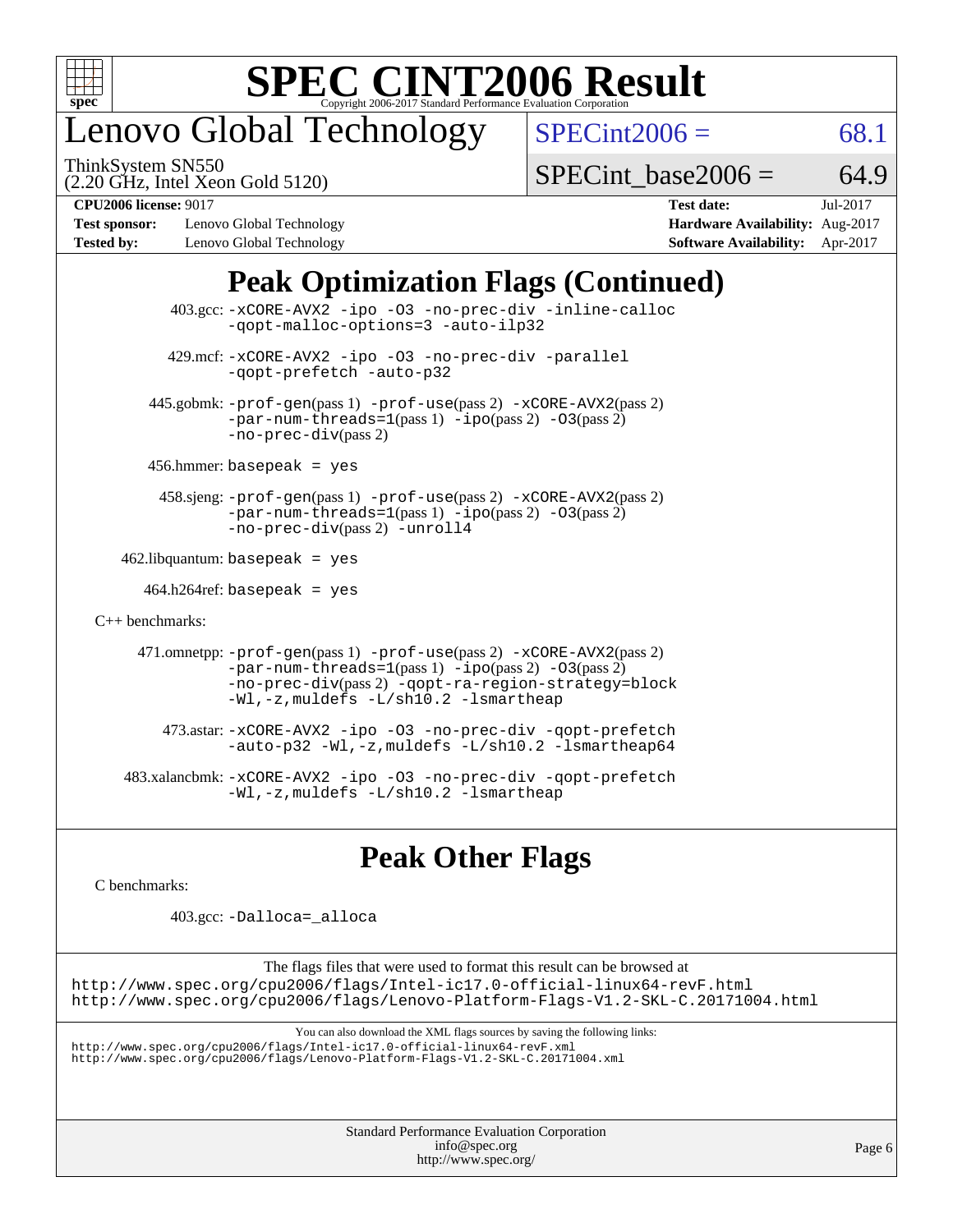# SPEC CINT2006 Result

Copyright 2006-2017 Standard Performance Evaluation Corporation

# Lenovo Global Technology

ThinkSystem SN550
(2.20 GHz, Intel Xeon Gold 5120)

SPECint2006 = 68.1

SPECint_base2006 = 64.9

**CPU2006 license:** 9017 **Test date:** Jul-2017
**Test sponsor:** Lenovo Global Technology **Hardware Availability:** Aug-2017
**Tested by:** Lenovo Global Technology **Software Availability:** Apr-2017

## Peak Optimization Flags (Continued)

403.gcc: `-xCORE-AVX2 -ipo -O3 -no-prec-div -inline-calloc -qopt-malloc-options=3 -auto-ilp32`

429.mcf: `-xCORE-AVX2 -ipo -O3 -no-prec-div -parallel -qopt-prefetch -auto-p32`

445.gobmk: `-prof-gen`(pass 1) `-prof-use`(pass 2) `-xCORE-AVX2`(pass 2) `-par-num-threads=1`(pass 1) `-ipo`(pass 2) `-O3`(pass 2) `-no-prec-div`(pass 2)

456.hmmer: `basepeak = yes`

458.sjeng: `-prof-gen`(pass 1) `-prof-use`(pass 2) `-xCORE-AVX2`(pass 2) `-par-num-threads=1`(pass 1) `-ipo`(pass 2) `-O3`(pass 2) `-no-prec-div`(pass 2) `-unroll4`

462.libquantum: `basepeak = yes`

464.h264ref: `basepeak = yes`

C++ benchmarks:

471.omnetpp: `-prof-gen`(pass 1) `-prof-use`(pass 2) `-xCORE-AVX2`(pass 2) `-par-num-threads=1`(pass 1) `-ipo`(pass 2) `-O3`(pass 2) `-no-prec-div`(pass 2) `-qopt-ra-region-strategy=block -Wl,-z,muldefs -L/sh10.2 -lsmartheap`

473.astar: `-xCORE-AVX2 -ipo -O3 -no-prec-div -qopt-prefetch -auto-p32 -Wl,-z,muldefs -L/sh10.2 -lsmartheap64`

483.xalancbmk: `-xCORE-AVX2 -ipo -O3 -no-prec-div -qopt-prefetch -Wl,-z,muldefs -L/sh10.2 -lsmartheap`

## Peak Other Flags

C benchmarks:

403.gcc: `-Dalloca=_alloca`

The flags files that were used to format this result can be browsed at
http://www.spec.org/cpu2006/flags/Intel-ic17.0-official-linux64-revF.html
http://www.spec.org/cpu2006/flags/Lenovo-Platform-Flags-V1.2-SKL-C.20171004.html

You can also download the XML flags sources by saving the following links:
http://www.spec.org/cpu2006/flags/Intel-ic17.0-official-linux64-revF.xml
http://www.spec.org/cpu2006/flags/Lenovo-Platform-Flags-V1.2-SKL-C.20171004.xml

Standard Performance Evaluation Corporation
info@spec.org
http://www.spec.org/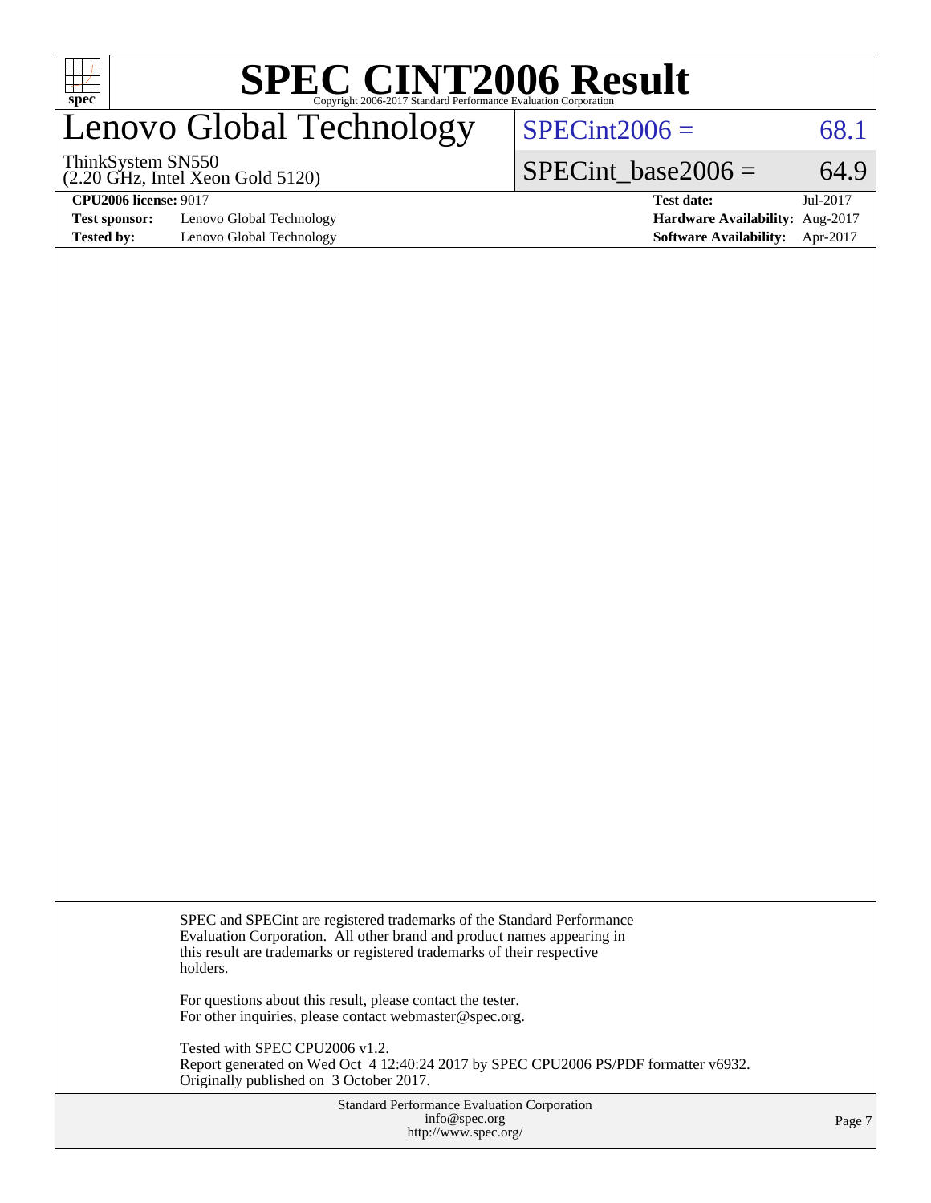SPEC and SPECint are registered trademarks of the Standard Performance Evaluation Corporation. All other brand and product names appearing in this result are trademarks or registered trademarks of their respective holders.

For questions about this result, please contact the tester.
For other inquiries, please contact webmaster@spec.org.

Tested with SPEC CPU2006 v1.2.
Report generated on Wed Oct 4 12:40:24 2017 by SPEC CPU2006 PS/PDF formatter v6932.
Originally published on 3 October 2017.